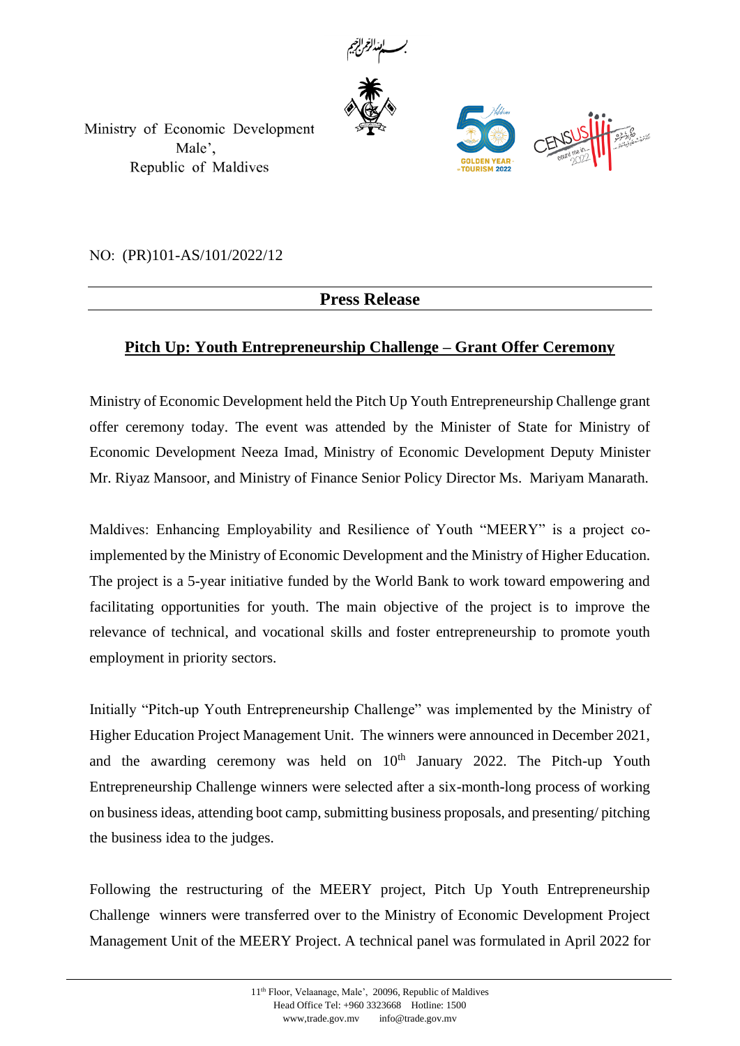بسم الله الرحمن الرحيم

Ministry of Economic Development
Male',
Republic of Maldives

NO: (PR)101-AS/101/2022/12

## Press Release

### Pitch Up: Youth Entrepreneurship Challenge – Grant Offer Ceremony

Ministry of Economic Development held the Pitch Up Youth Entrepreneurship Challenge grant offer ceremony today. The event was attended by the Minister of State for Ministry of Economic Development Neeza Imad, Ministry of Economic Development Deputy Minister Mr. Riyaz Mansoor, and Ministry of Finance Senior Policy Director Ms. Mariyam Manarath.

Maldives: Enhancing Employability and Resilience of Youth "MEERY" is a project co-implemented by the Ministry of Economic Development and the Ministry of Higher Education. The project is a 5-year initiative funded by the World Bank to work toward empowering and facilitating opportunities for youth. The main objective of the project is to improve the relevance of technical, and vocational skills and foster entrepreneurship to promote youth employment in priority sectors.

Initially "Pitch-up Youth Entrepreneurship Challenge" was implemented by the Ministry of Higher Education Project Management Unit. The winners were announced in December 2021, and the awarding ceremony was held on 10th January 2022. The Pitch-up Youth Entrepreneurship Challenge winners were selected after a six-month-long process of working on business ideas, attending boot camp, submitting business proposals, and presenting/ pitching the business idea to the judges.

Following the restructuring of the MEERY project, Pitch Up Youth Entrepreneurship Challenge winners were transferred over to the Ministry of Economic Development Project Management Unit of the MEERY Project. A technical panel was formulated in April 2022 for

11th Floor, Velaanage, Male', 20096, Republic of Maldives
Head Office Tel: +960 3323668 Hotline: 1500
www,trade.gov.mv info@trade.gov.mv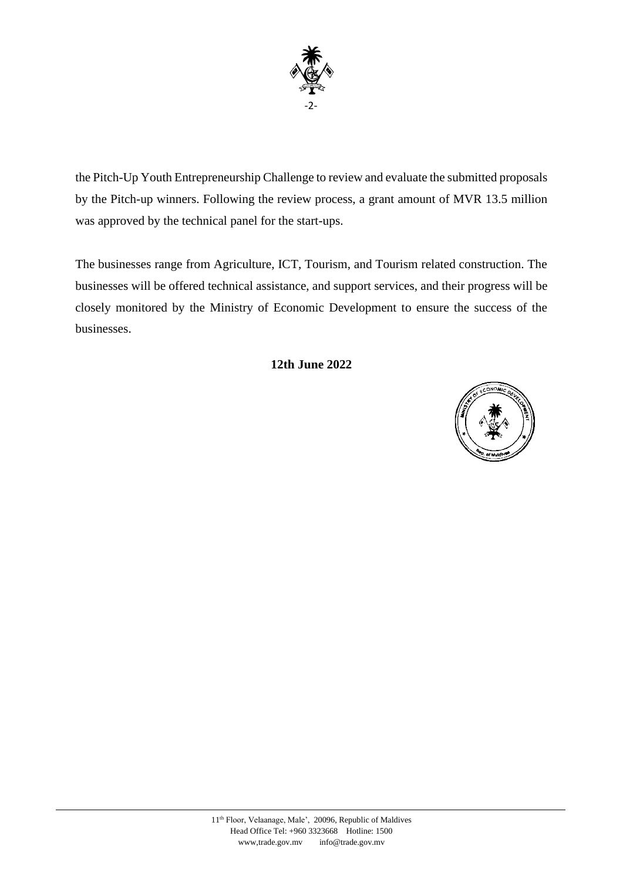the Pitch-Up Youth Entrepreneurship Challenge to review and evaluate the submitted proposals by the Pitch-up winners. Following the review process, a grant amount of MVR 13.5 million was approved by the technical panel for the start-ups.

The businesses range from Agriculture, ICT, Tourism, and Tourism related construction. The businesses will be offered technical assistance, and support services, and their progress will be closely monitored by the Ministry of Economic Development to ensure the success of the businesses.

**12th June 2022**